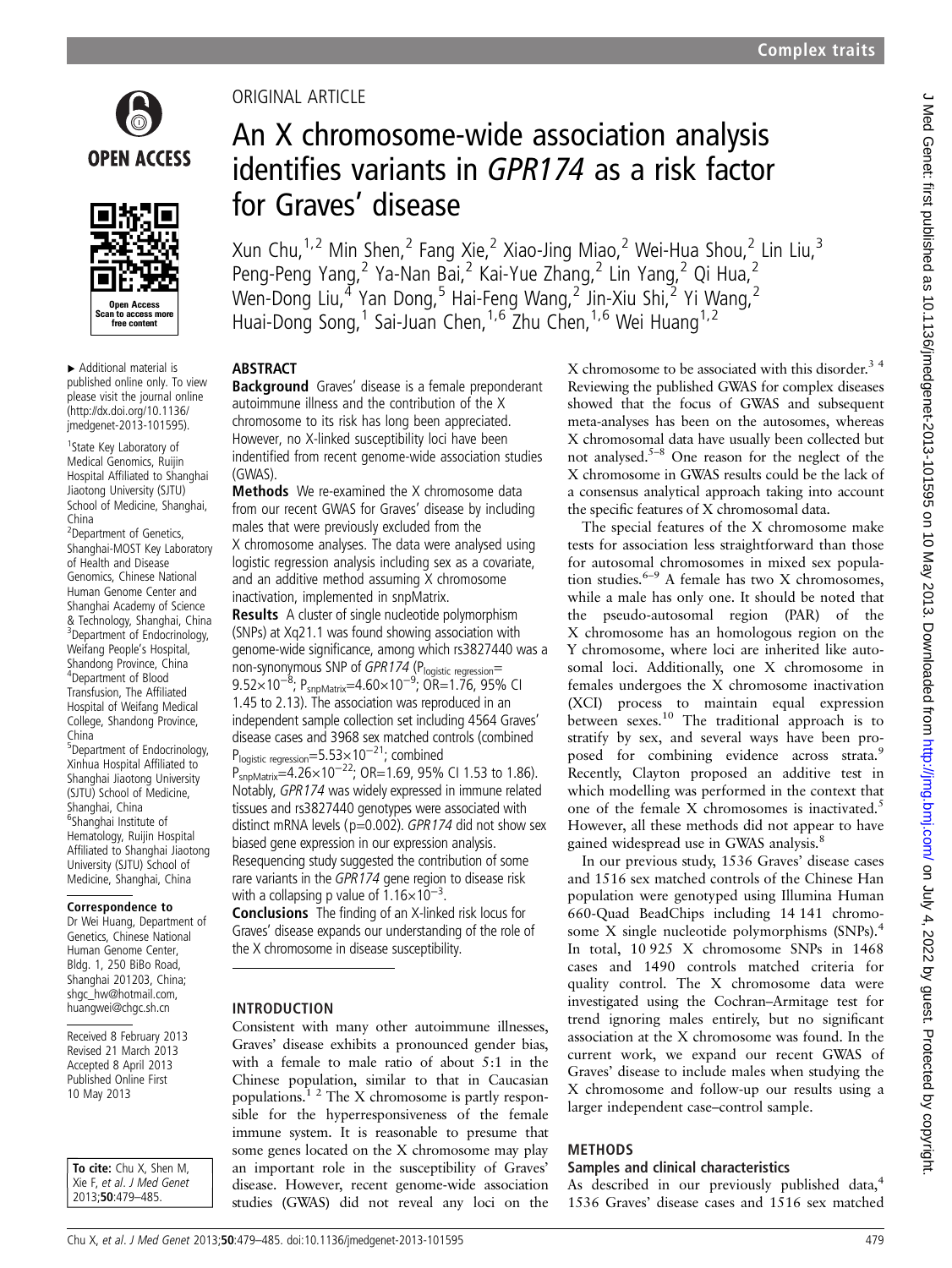ORIGINAL ARTICLE

# An X chromosome-wide association analysis identifies variants in *GPR174* as a risk factor for Graves' disease

Xun Chu,[1,2] Min Shen,[2] Fang Xie,[2] Xiao-Jing Miao,[2] Wei-Hua Shou,[2] Lin Liu,[3] Peng-Peng Yang,[2] Ya-Nan Bai,[2] Kai-Yue Zhang,[2] Lin Yang,[2] Qi Hua,[2] Wen-Dong Liu,[4] Yan Dong,[5] Hai-Feng Wang,[2] Jin-Xiu Shi,[2] Yi Wang,[2] Huai-Dong Song,[1] Sai-Juan Chen,[1,6] Zhu Chen,[1,6] Wei Huang[1,2]

► Additional material is published online only. To view please visit the journal online (http://dx.doi.org/10.1136/jmedgenet-2013-101595).

[1]State Key Laboratory of Medical Genomics, Ruijin Hospital Affiliated to Shanghai Jiaotong University (SJTU) School of Medicine, Shanghai, China
[2]Department of Genetics, Shanghai-MOST Key Laboratory of Health and Disease Genomics, Chinese National Human Genome Center and Shanghai Academy of Science & Technology, Shanghai, China
[3]Department of Endocrinology, Weifang People's Hospital, Shandong Province, China
[4]Department of Blood Transfusion, The Affiliated Hospital of Weifang Medical College, Shandong Province, China
[5]Department of Endocrinology, Xinhua Hospital Affiliated to Shanghai Jiaotong University (SJTU) School of Medicine, Shanghai, China
[6]Shanghai Institute of Hematology, Ruijin Hospital Affiliated to Shanghai Jiaotong University (SJTU) School of Medicine, Shanghai, China

**Correspondence to**
Dr Wei Huang, Department of Genetics, Chinese National Human Genome Center, Bldg. 1, 250 BiBo Road, Shanghai 201203, China; shgc_hw@hotmail.com, huangwei@chgc.sh.cn

Received 8 February 2013
Revised 21 March 2013
Accepted 8 April 2013
Published Online First 10 May 2013

**To cite:** Chu X, Shen M, Xie F, *et al. J Med Genet* 2013;**50**:479–485.

## ABSTRACT

**Background** Graves' disease is a female preponderant autoimmune illness and the contribution of the X chromosome to its risk has long been appreciated. However, no X-linked susceptibility loci have been indentified from recent genome-wide association studies (GWAS).

**Methods** We re-examined the X chromosome data from our recent GWAS for Graves' disease by including males that were previously excluded from the X chromosome analyses. The data were analysed using logistic regression analysis including sex as a covariate, and an additive method assuming X chromosome inactivation, implemented in snpMatrix.

**Results** A cluster of single nucleotide polymorphism (SNPs) at Xq21.1 was found showing association with genome-wide significance, among which rs3827440 was a non-synonymous SNP of *GPR174* ($P_{\text{logistic regression}}=9.52\times10^{-8}$; $P_{\text{snpMatrix}}=4.60\times10^{-9}$; OR=1.76, 95% CI 1.45 to 2.13). The association was reproduced in an independent sample collection set including 4564 Graves' disease cases and 3968 sex matched controls (combined $P_{\text{logistic regression}}=5.53\times10^{-21}$; combined $P_{\text{snpMatrix}}=4.26\times10^{-22}$; OR=1.69, 95% CI 1.53 to 1.86). Notably, *GPR174* was widely expressed in immune related tissues and rs3827440 genotypes were associated with distinct mRNA levels (p=0.002). *GPR174* did not show sex biased gene expression in our expression analysis. Resequencing study suggested the contribution of some rare variants in the *GPR174* gene region to disease risk with a collapsing p value of $1.16\times10^{-3}$.

**Conclusions** The finding of an X-linked risk locus for Graves' disease expands our understanding of the role of the X chromosome in disease susceptibility.

## INTRODUCTION

Consistent with many other autoimmune illnesses, Graves' disease exhibits a pronounced gender bias, with a female to male ratio of about 5:1 in the Chinese population, similar to that in Caucasian populations.[1 2] The X chromosome is partly responsible for the hyperresponsiveness of the female immune system. It is reasonable to presume that some genes located on the X chromosome may play an important role in the susceptibility of Graves' disease. However, recent genome-wide association studies (GWAS) did not reveal any loci on the X chromosome to be associated with this disorder.[3 4] Reviewing the published GWAS for complex diseases showed that the focus of GWAS and subsequent meta-analyses has been on the autosomes, whereas X chromosomal data have usually been collected but not analysed.[5–8] One reason for the neglect of the X chromosome in GWAS results could be the lack of a consensus analytical approach taking into account the specific features of X chromosomal data.

The special features of the X chromosome make tests for association less straightforward than those for autosomal chromosomes in mixed sex population studies.[6–9] A female has two X chromosomes, while a male has only one. It should be noted that the pseudo-autosomal region (PAR) of the X chromosome has an homologous region on the Y chromosome, where loci are inherited like autosomal loci. Additionally, one X chromosome in females undergoes the X chromosome inactivation (XCI) process to maintain equal expression between sexes.[10] The traditional approach is to stratify by sex, and several ways have been proposed for combining evidence across strata.[9] Recently, Clayton proposed an additive test in which modelling was performed in the context that one of the female X chromosomes is inactivated.[5] However, all these methods did not appear to have gained widespread use in GWAS analysis.[8]

In our previous study, 1536 Graves' disease cases and 1516 sex matched controls of the Chinese Han population were genotyped using Illumina Human 660-Quad BeadChips including 14 141 chromosome X single nucleotide polymorphisms (SNPs).[4] In total, 10 925 X chromosome SNPs in 1468 cases and 1490 controls matched criteria for quality control. The X chromosome data were investigated using the Cochran–Armitage test for trend ignoring males entirely, but no significant association at the X chromosome was found. In the current work, we expand our recent GWAS of Graves' disease to include males when studying the X chromosome and follow-up our results using a larger independent case–control sample.

## METHODS

### Samples and clinical characteristics

As described in our previously published data,[4] 1536 Graves' disease cases and 1516 sex matched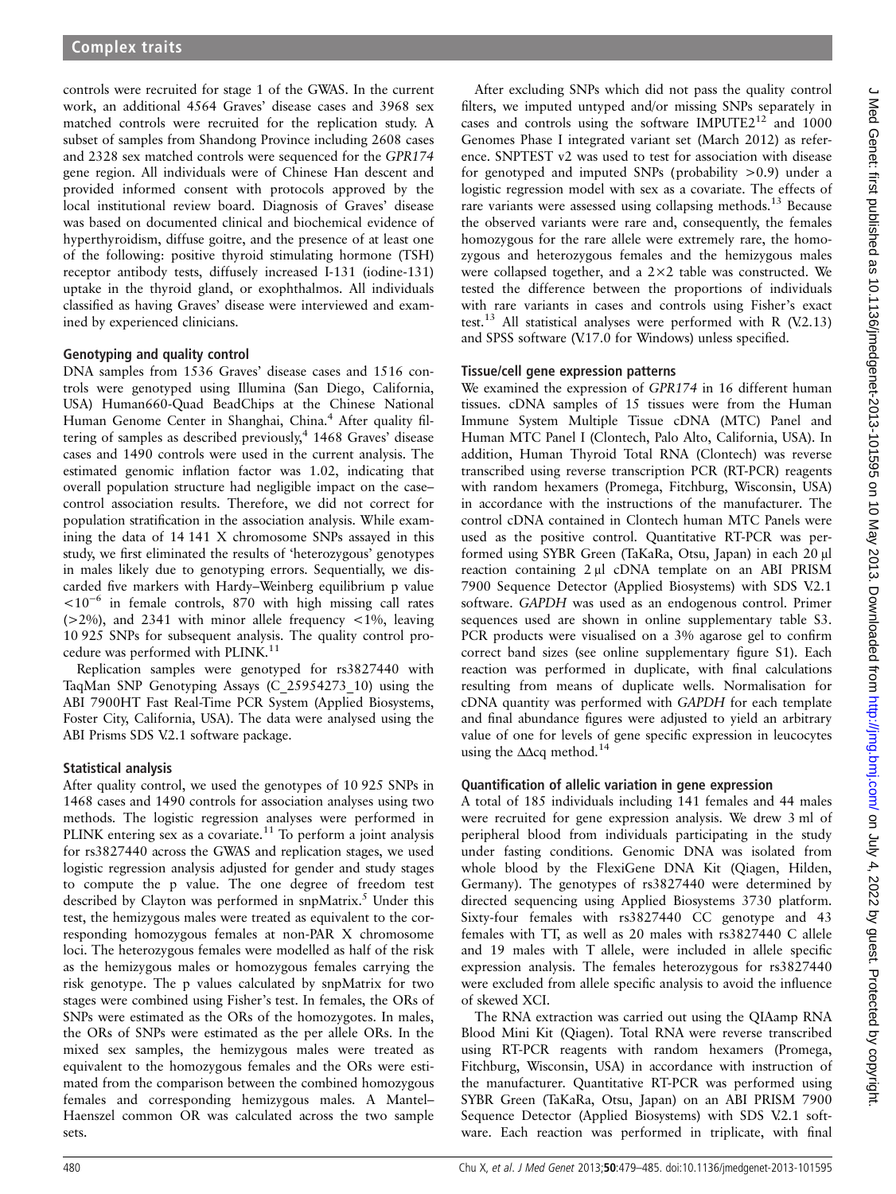controls were recruited for stage 1 of the GWAS. In the current work, an additional 4564 Graves' disease cases and 3968 sex matched controls were recruited for the replication study. A subset of samples from Shandong Province including 2608 cases and 2328 sex matched controls were sequenced for the *GPR174* gene region. All individuals were of Chinese Han descent and provided informed consent with protocols approved by the local institutional review board. Diagnosis of Graves' disease was based on documented clinical and biochemical evidence of hyperthyroidism, diffuse goitre, and the presence of at least one of the following: positive thyroid stimulating hormone (TSH) receptor antibody tests, diffusely increased I-131 (iodine-131) uptake in the thyroid gland, or exophthalmos. All individuals classified as having Graves' disease were interviewed and examined by experienced clinicians.

## Genotyping and quality control

DNA samples from 1536 Graves' disease cases and 1516 controls were genotyped using Illumina (San Diego, California, USA) Human660-Quad BeadChips at the Chinese National Human Genome Center in Shanghai, China.[4] After quality filtering of samples as described previously,[4] 1468 Graves' disease cases and 1490 controls were used in the current analysis. The estimated genomic inflation factor was 1.02, indicating that overall population structure had negligible impact on the case–control association results. Therefore, we did not correct for population stratification in the association analysis. While examining the data of 14 141 X chromosome SNPs assayed in this study, we first eliminated the results of 'heterozygous' genotypes in males likely due to genotyping errors. Sequentially, we discarded five markers with Hardy–Weinberg equilibrium p value $<10^{-6}$ in female controls, 870 with high missing call rates (>2%), and 2341 with minor allele frequency <1%, leaving 10 925 SNPs for subsequent analysis. The quality control procedure was performed with PLINK.[11]

Replication samples were genotyped for rs3827440 with TaqMan SNP Genotyping Assays (C_25954273_10) using the ABI 7900HT Fast Real-Time PCR System (Applied Biosystems, Foster City, California, USA). The data were analysed using the ABI Prisms SDS V.2.1 software package.

## Statistical analysis

After quality control, we used the genotypes of 10 925 SNPs in 1468 cases and 1490 controls for association analyses using two methods. The logistic regression analyses were performed in PLINK entering sex as a covariate.[11] To perform a joint analysis for rs3827440 across the GWAS and replication stages, we used logistic regression analysis adjusted for gender and study stages to compute the p value. The one degree of freedom test described by Clayton was performed in snpMatrix.[5] Under this test, the hemizygous males were treated as equivalent to the corresponding homozygous females at non-PAR X chromosome loci. The heterozygous females were modelled as half of the risk as the hemizygous males or homozygous females carrying the risk genotype. The p values calculated by snpMatrix for two stages were combined using Fisher's test. In females, the ORs of SNPs were estimated as the ORs of the homozygotes. In males, the ORs of SNPs were estimated as the per allele ORs. In the mixed sex samples, the hemizygous males were treated as equivalent to the homozygous females and the ORs were estimated from the comparison between the combined homozygous females and corresponding hemizygous males. A Mantel–Haenszel common OR was calculated across the two sample sets.

After excluding SNPs which did not pass the quality control filters, we imputed untyped and/or missing SNPs separately in cases and controls using the software IMPUTE2[12] and 1000 Genomes Phase I integrated variant set (March 2012) as reference. SNPTEST v2 was used to test for association with disease for genotyped and imputed SNPs (probability >0.9) under a logistic regression model with sex as a covariate. The effects of rare variants were assessed using collapsing methods.[13] Because the observed variants were rare and, consequently, the females homozygous for the rare allele were extremely rare, the homozygous and heterozygous females and the hemizygous males were collapsed together, and a 2×2 table was constructed. We tested the difference between the proportions of individuals with rare variants in cases and controls using Fisher's exact test.[13] All statistical analyses were performed with R (V.2.13) and SPSS software (V.17.0 for Windows) unless specified.

## Tissue/cell gene expression patterns

We examined the expression of *GPR174* in 16 different human tissues. cDNA samples of 15 tissues were from the Human Immune System Multiple Tissue cDNA (MTC) Panel and Human MTC Panel I (Clontech, Palo Alto, California, USA). In addition, Human Thyroid Total RNA (Clontech) was reverse transcribed using reverse transcription PCR (RT-PCR) reagents with random hexamers (Promega, Fitchburg, Wisconsin, USA) in accordance with the instructions of the manufacturer. The control cDNA contained in Clontech human MTC Panels were used as the positive control. Quantitative RT-PCR was performed using SYBR Green (TaKaRa, Otsu, Japan) in each 20 μl reaction containing 2 μl cDNA template on an ABI PRISM 7900 Sequence Detector (Applied Biosystems) with SDS V.2.1 software. *GAPDH* was used as an endogenous control. Primer sequences used are shown in online supplementary table S3. PCR products were visualised on a 3% agarose gel to confirm correct band sizes (see online supplementary figure S1). Each reaction was performed in duplicate, with final calculations resulting from means of duplicate wells. Normalisation for cDNA quantity was performed with *GAPDH* for each template and final abundance figures were adjusted to yield an arbitrary value of one for levels of gene specific expression in leucocytes using the ΔΔcq method.[14]

## Quantification of allelic variation in gene expression

A total of 185 individuals including 141 females and 44 males were recruited for gene expression analysis. We drew 3 ml of peripheral blood from individuals participating in the study under fasting conditions. Genomic DNA was isolated from whole blood by the FlexiGene DNA Kit (Qiagen, Hilden, Germany). The genotypes of rs3827440 were determined by directed sequencing using Applied Biosystems 3730 platform. Sixty-four females with rs3827440 CC genotype and 43 females with TT, as well as 20 males with rs3827440 C allele and 19 males with T allele, were included in allele specific expression analysis. The females heterozygous for rs3827440 were excluded from allele specific analysis to avoid the influence of skewed XCI.

The RNA extraction was carried out using the QIAamp RNA Blood Mini Kit (Qiagen). Total RNA were reverse transcribed using RT-PCR reagents with random hexamers (Promega, Fitchburg, Wisconsin, USA) in accordance with instruction of the manufacturer. Quantitative RT-PCR was performed using SYBR Green (TaKaRa, Otsu, Japan) on an ABI PRISM 7900 Sequence Detector (Applied Biosystems) with SDS V.2.1 software. Each reaction was performed in triplicate, with final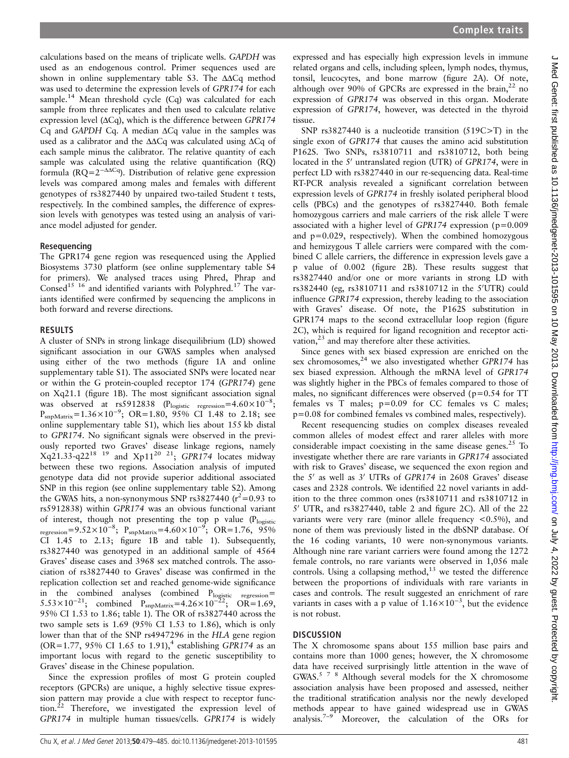calculations based on the means of triplicate wells. *GAPDH* was used as an endogenous control. Primer sequences used are shown in online supplementary table S3. The ΔΔCq method was used to determine the expression levels of *GPR174* for each sample.[14] Mean threshold cycle (Cq) was calculated for each sample from three replicates and then used to calculate relative expression level (ΔCq), which is the difference between *GPR174* Cq and *GAPDH* Cq. A median ΔCq value in the samples was used as a calibrator and the ΔΔCq was calculated using ΔCq of each sample minus the calibrator. The relative quantity of each sample was calculated using the relative quantification (RQ) formula ($RQ=2^{-\Delta\Delta Cq}$). Distribution of relative gene expression levels was compared among males and females with different genotypes of rs3827440 by unpaired two-tailed Student t tests, respectively. In the combined samples, the difference of expression levels with genotypes was tested using an analysis of variance model adjusted for gender.

### Resequencing

The GPR174 gene region was resequenced using the Applied Biosystems 3730 platform (see online supplementary table S4 for primers). We analysed traces using Phred, Phrap and Consed[15 16] and identified variants with Polyphred.[17] The variants identified were confirmed by sequencing the amplicons in both forward and reverse directions.

## RESULTS

A cluster of SNPs in strong linkage disequilibrium (LD) showed significant association in our GWAS samples when analysed using either of the two methods (figure 1A and online supplementary table S1). The associated SNPs were located near or within the G protein-coupled receptor 174 (*GPR174*) gene on Xq21.1 (figure 1B). The most significant association signal was observed at rs5912838 ($P_{logistic\ regression}=4.60\times10^{-8}$; $P_{snpMatrix}=1.36\times10^{-9}$; OR=1.80, 95% CI 1.48 to 2.18; see online supplementary table S1), which lies about 155 kb distal to *GPR174*. No significant signals were observed in the previously reported two Graves' disease linkage regions, namely Xq21.33-q22[18 19] and Xp11[20 21]; *GPR174* locates midway between these two regions. Association analysis of imputed genotype data did not provide superior additional associated SNP in this region (see online supplementary table S2). Among the GWAS hits, a non-synonymous SNP rs3827440 ($r^2$=0.93 to rs5912838) within *GPR174* was an obvious functional variant of interest, though not presenting the top p value ($P_{logistic\ regression}=9.52\times10^{-8}$; $P_{snpMatrix}=4.60\times10^{-9}$; OR=1.76, 95% CI 1.45 to 2.13; figure 1B and table 1). Subsequently, rs3827440 was genotyped in an additional sample of 4564 Graves' disease cases and 3968 sex matched controls. The association of rs3827440 to Graves' disease was confirmed in the replication collection set and reached genome-wide significance in the combined analyses (combined $P_{logistic\ regression}=5.53\times10^{-21}$; combined $P_{snpMatrix}=4.26\times10^{-22}$; OR=1.69, 95% CI 1.53 to 1.86; table 1). The OR of rs3827440 across the two sample sets is 1.69 (95% CI 1.53 to 1.86), which is only lower than that of the SNP rs4947296 in the *HLA* gene region (OR=1.77, 95% CI 1.65 to 1.91),[4] establishing *GPR174* as an important locus with regard to the genetic susceptibility to Graves' disease in the Chinese population.

Since the expression profiles of most G protein coupled receptors (GPCRs) are unique, a highly selective tissue expression pattern may provide a clue with respect to receptor function.[22] Therefore, we investigated the expression level of *GPR174* in multiple human tissues/cells. *GPR174* is widely expressed and has especially high expression levels in immune related organs and cells, including spleen, lymph nodes, thymus, tonsil, leucocytes, and bone marrow (figure 2A). Of note, although over 90% of GPCRs are expressed in the brain,[22] no expression of *GPR174* was observed in this organ. Moderate expression of *GPR174*, however, was detected in the thyroid tissue.

SNP rs3827440 is a nucleotide transition (519C>T) in the single exon of *GPR174* that causes the amino acid substitution P162S. Two SNPs, rs3810711 and rs3810712, both being located in the 5′ untranslated region (UTR) of *GPR174*, were in perfect LD with rs3827440 in our re-sequencing data. Real-time RT-PCR analysis revealed a significant correlation between expression levels of *GPR174* in freshly isolated peripheral blood cells (PBCs) and the genotypes of rs3827440. Both female homozygous carriers and male carriers of the risk allele T were associated with a higher level of *GPR174* expression (p=0.009 and p=0.029, respectively). When the combined homozygous and hemizygous T allele carriers were compared with the combined C allele carriers, the difference in expression levels gave a p value of 0.002 (figure 2B). These results suggest that rs3827440 and/or one or more variants in strong LD with rs382440 (eg, rs3810711 and rs3810712 in the 5′UTR) could influence *GPR174* expression, thereby leading to the association with Graves' disease. Of note, the P162S substitution in GPR174 maps to the second extracellular loop region (figure 2C), which is required for ligand recognition and receptor activation,[23] and may therefore alter these activities.

Since genes with sex biased expression are enriched on the sex chromosomes,[24] we also investigated whether *GPR174* has sex biased expression. Although the mRNA level of *GPR174* was slightly higher in the PBCs of females compared to those of males, no significant differences were observed (p=0.54 for TT females vs T males; p=0.09 for CC females vs C males; p=0.08 for combined females vs combined males, respectively).

Recent resequencing studies on complex diseases revealed common alleles of modest effect and rarer alleles with more considerable impact coexisting in the same disease genes.[25] To investigate whether there are rare variants in *GPR174* associated with risk to Graves' disease, we sequenced the exon region and the 5′ as well as 3′ UTRs of *GPR174* in 2608 Graves' disease cases and 2328 controls. We identified 22 novel variants in addition to the three common ones (rs3810711 and rs3810712 in 5′ UTR, and rs3827440, table 2 and figure 2C). All of the 22 variants were very rare (minor allele frequency <0.5%), and none of them was previously listed in the dbSNP database. Of the 16 coding variants, 10 were non-synonymous variants. Although nine rare variant carriers were found among the 1272 female controls, no rare variants were observed in 1,056 male controls. Using a collapsing method,[13] we tested the difference between the proportions of individuals with rare variants in cases and controls. The result suggested an enrichment of rare variants in cases with a p value of $1.16\times10^{-3}$, but the evidence is not robust.

## DISCUSSION

The X chromosome spans about 155 million base pairs and contains more than 1000 genes; however, the X chromosome data have received surprisingly little attention in the wave of GWAS.[5 7 8] Although several models for the X chromosome association analysis have been proposed and assessed, neither the traditional stratification analysis nor the newly developed methods appear to have gained widespread use in GWAS analysis.[7–9] Moreover, the calculation of the ORs for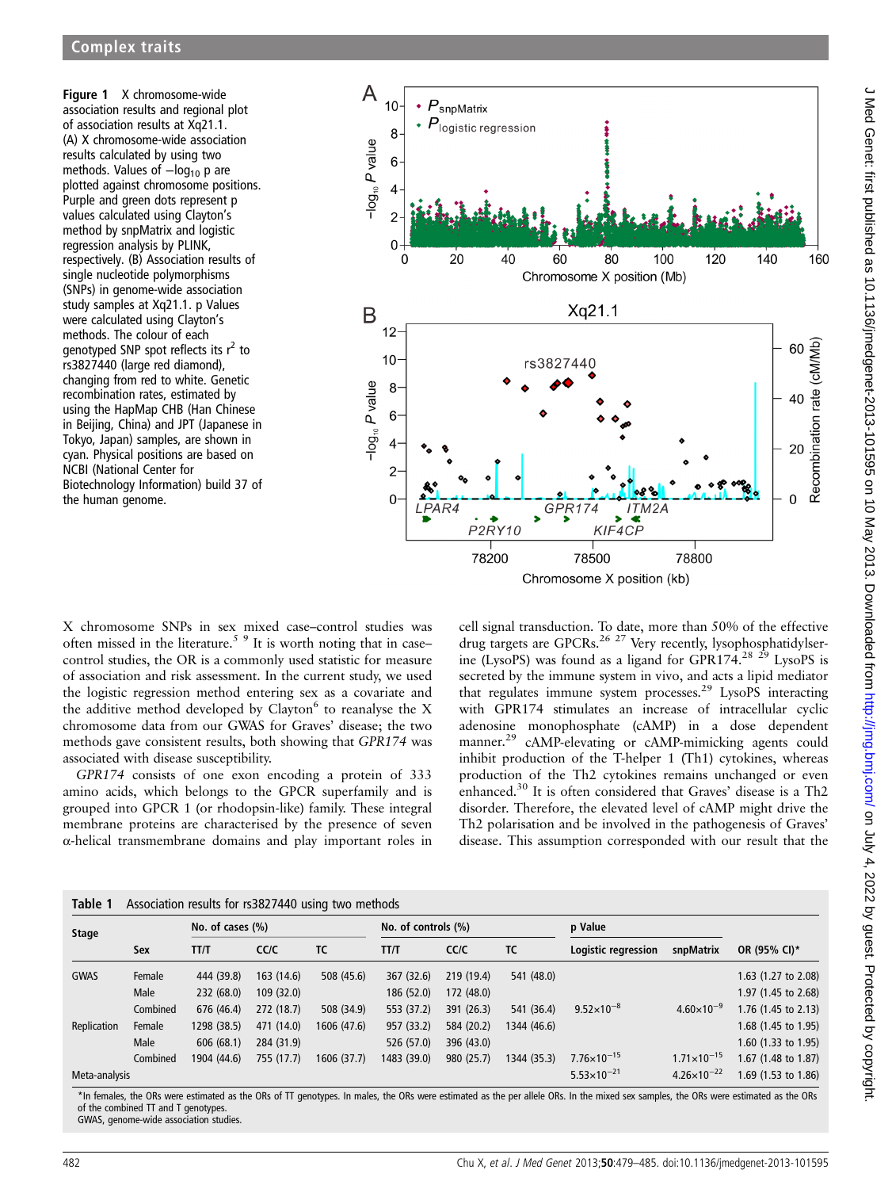**Figure 1** X chromosome-wide association results and regional plot of association results at Xq21.1. (A) X chromosome-wide association results calculated by using two methods. Values of $-\log_{10}$ p are plotted against chromosome positions. Purple and green dots represent p values calculated using Clayton's method by snpMatrix and logistic regression analysis by PLINK, respectively. (B) Association results of single nucleotide polymorphisms (SNPs) in genome-wide association study samples at Xq21.1. p Values were calculated using Clayton's methods. The colour of each genotyped SNP spot reflects its $r^2$ to rs3827440 (large red diamond), changing from red to white. Genetic recombination rates, estimated by using the HapMap CHB (Han Chinese in Beijing, China) and JPT (Japanese in Tokyo, Japan) samples, are shown in cyan. Physical positions are based on NCBI (National Center for Biotechnology Information) build 37 of the human genome.

X chromosome SNPs in sex mixed case–control studies was often missed in the literature.[5 9] It is worth noting that in case–control studies, the OR is a commonly used statistic for measure of association and risk assessment. In the current study, we used the logistic regression method entering sex as a covariate and the additive method developed by Clayton[6] to reanalyse the X chromosome data from our GWAS for Graves' disease; the two methods gave consistent results, both showing that *GPR174* was associated with disease susceptibility.

*GPR174* consists of one exon encoding a protein of 333 amino acids, which belongs to the GPCR superfamily and is grouped into GPCR 1 (or rhodopsin-like) family. These integral membrane proteins are characterised by the presence of seven α-helical transmembrane domains and play important roles in cell signal transduction. To date, more than 50% of the effective drug targets are GPCRs.[26 27] Very recently, lysophosphatidylserine (LysoPS) was found as a ligand for GPR174.[28 29] LysoPS is secreted by the immune system in vivo, and acts a lipid mediator that regulates immune system processes.[29] LysoPS interacting with GPR174 stimulates an increase of intracellular cyclic adenosine monophosphate (cAMP) in a dose dependent manner.[29] cAMP-elevating or cAMP-mimicking agents could inhibit production of the T-helper 1 (Th1) cytokines, whereas production of the Th2 cytokines remains unchanged or even enhanced.[30] It is often considered that Graves' disease is a Th2 disorder. Therefore, the elevated level of cAMP might drive the Th2 polarisation and be involved in the pathogenesis of Graves' disease. This assumption corresponded with our result that the

**Table 1** Association results for rs3827440 using two methods

| Stage | Sex | No. of cases (%) | | | No. of controls (%) | | | p Value | | OR (95% CI)* |
|---|---|---|---|---|---|---|---|---|---|---|
| | | TT/T | CC/C | TC | TT/T | CC/C | TC | Logistic regression | snpMatrix | |
| GWAS | Female | 444 (39.8) | 163 (14.6) | 508 (45.6) | 367 (32.6) | 219 (19.4) | 541 (48.0) | | | 1.63 (1.27 to 2.08) |
| | Male | 232 (68.0) | 109 (32.0) | | 186 (52.0) | 172 (48.0) | | | | 1.97 (1.45 to 2.68) |
| | Combined | 676 (46.4) | 272 (18.7) | 508 (34.9) | 553 (37.2) | 391 (26.3) | 541 (36.4) | $9.52\times10^{-8}$ | $4.60\times10^{-9}$ | 1.76 (1.45 to 2.13) |
| Replication | Female | 1298 (38.5) | 471 (14.0) | 1606 (47.6) | 957 (33.2) | 584 (20.2) | 1344 (46.6) | | | 1.68 (1.45 to 1.95) |
| | Male | 606 (68.1) | 284 (31.9) | | 526 (57.0) | 396 (43.0) | | | | 1.60 (1.33 to 1.95) |
| | Combined | 1904 (44.6) | 755 (17.7) | 1606 (37.7) | 1483 (39.0) | 980 (25.7) | 1344 (35.3) | $7.76\times10^{-15}$ | $1.71\times10^{-15}$ | 1.67 (1.48 to 1.87) |
| Meta-analysis | | | | | | | | $5.53\times10^{-21}$ | $4.26\times10^{-22}$ | 1.69 (1.53 to 1.86) |

*In females, the ORs were estimated as the ORs of TT genotypes. In males, the ORs were estimated as the per allele ORs. In the mixed sex samples, the ORs were estimated as the ORs of the combined TT and T genotypes.
GWAS, genome-wide association studies.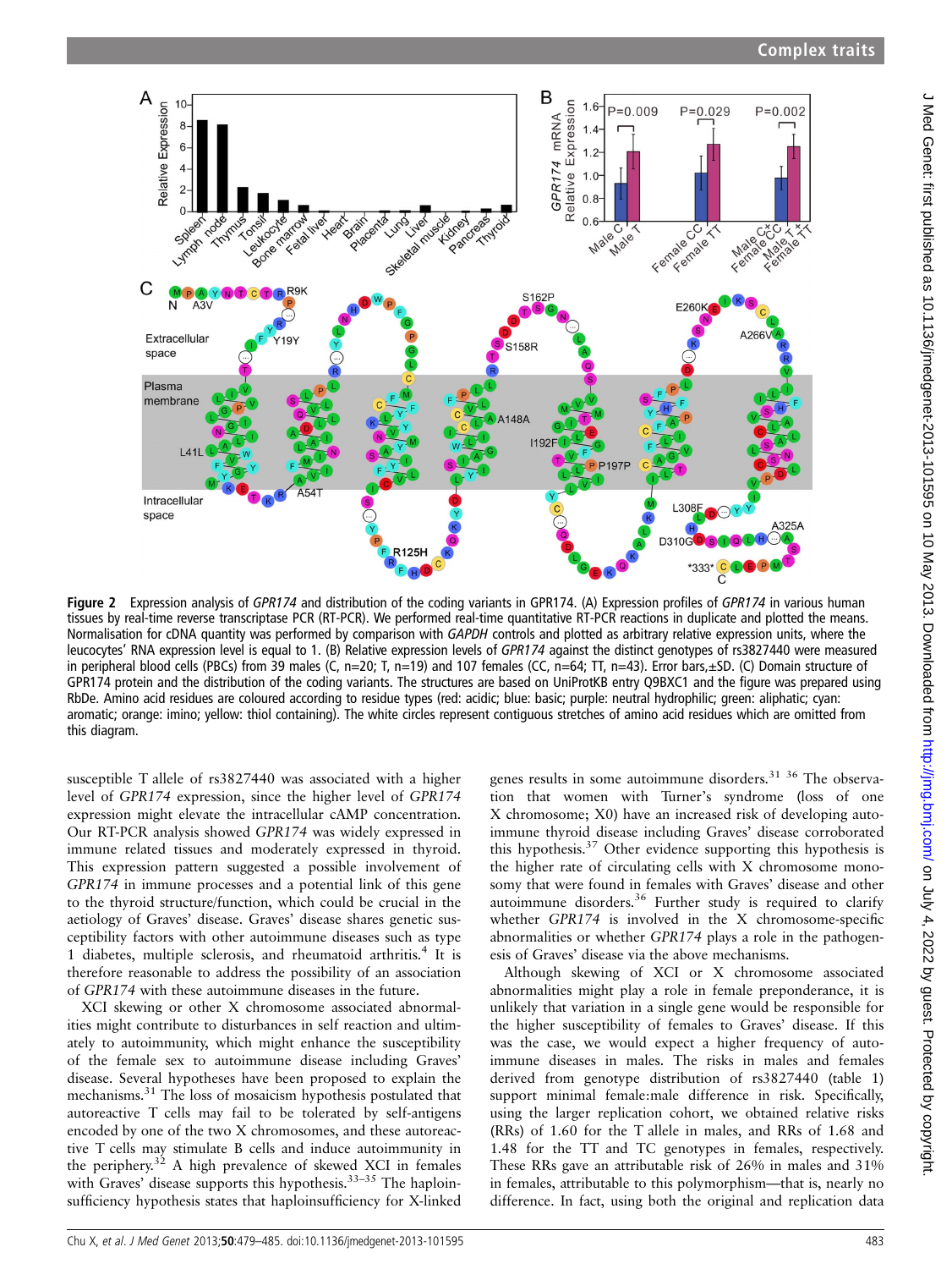**Figure 2** Expression analysis of *GPR174* and distribution of the coding variants in GPR174. (A) Expression profiles of *GPR174* in various human tissues by real-time reverse transcriptase PCR (RT-PCR). We performed real-time quantitative RT-PCR reactions in duplicate and plotted the means. Normalisation for cDNA quantity was performed by comparison with *GAPDH* controls and plotted as arbitrary relative expression units, where the leucocytes' RNA expression level is equal to 1. (B) Relative expression levels of *GPR174* against the distinct genotypes of rs3827440 were measured in peripheral blood cells (PBCs) from 39 males (C, n=20; T, n=19) and 107 females (CC, n=64; TT, n=43). Error bars,±SD. (C) Domain structure of GPR174 protein and the distribution of the coding variants. The structures are based on UniProtKB entry Q9BXC1 and the figure was prepared using RbDe. Amino acid residues are coloured according to residue types (red: acidic; blue: basic; purple: neutral hydrophilic; green: aliphatic; cyan: aromatic; orange: imino; yellow: thiol containing). The white circles represent contiguous stretches of amino acid residues which are omitted from this diagram.

susceptible T allele of rs3827440 was associated with a higher level of *GPR174* expression, since the higher level of *GPR174* expression might elevate the intracellular cAMP concentration. Our RT-PCR analysis showed *GPR174* was widely expressed in immune related tissues and moderately expressed in thyroid. This expression pattern suggested a possible involvement of *GPR174* in immune processes and a potential link of this gene to the thyroid structure/function, which could be crucial in the aetiology of Graves' disease. Graves' disease shares genetic susceptibility factors with other autoimmune diseases such as type 1 diabetes, multiple sclerosis, and rheumatoid arthritis.[4] It is therefore reasonable to address the possibility of an association of *GPR174* with these autoimmune diseases in the future.

XCI skewing or other X chromosome associated abnormalities might contribute to disturbances in self reaction and ultimately to autoimmunity, which might enhance the susceptibility of the female sex to autoimmune disease including Graves' disease. Several hypotheses have been proposed to explain the mechanisms.[31] The loss of mosaicism hypothesis postulated that autoreactive T cells may fail to be tolerated by self-antigens encoded by one of the two X chromosomes, and these autoreactive T cells may stimulate B cells and induce autoimmunity in the periphery.[32] A high prevalence of skewed XCI in females with Graves' disease supports this hypothesis.[33–35] The haploinsufficiency hypothesis states that haploinsufficiency for X-linked genes results in some autoimmune disorders.[31 36] The observation that women with Turner's syndrome (loss of one X chromosome; X0) have an increased risk of developing autoimmune thyroid disease including Graves' disease corroborated this hypothesis.[37] Other evidence supporting this hypothesis is the higher rate of circulating cells with X chromosome monosomy that were found in females with Graves' disease and other autoimmune disorders.[36] Further study is required to clarify whether *GPR174* is involved in the X chromosome-specific abnormalities or whether *GPR174* plays a role in the pathogenesis of Graves' disease via the above mechanisms.

Although skewing of XCI or X chromosome associated abnormalities might play a role in female preponderance, it is unlikely that variation in a single gene would be responsible for the higher susceptibility of females to Graves' disease. If this was the case, we would expect a higher frequency of autoimmune diseases in males. The risks in males and females derived from genotype distribution of rs3827440 (table 1) support minimal female:male difference in risk. Specifically, using the larger replication cohort, we obtained relative risks (RRs) of 1.60 for the T allele in males, and RRs of 1.68 and 1.48 for the TT and TC genotypes in females, respectively. These RRs gave an attributable risk of 26% in males and 31% in females, attributable to this polymorphism—that is, nearly no difference. In fact, using both the original and replication data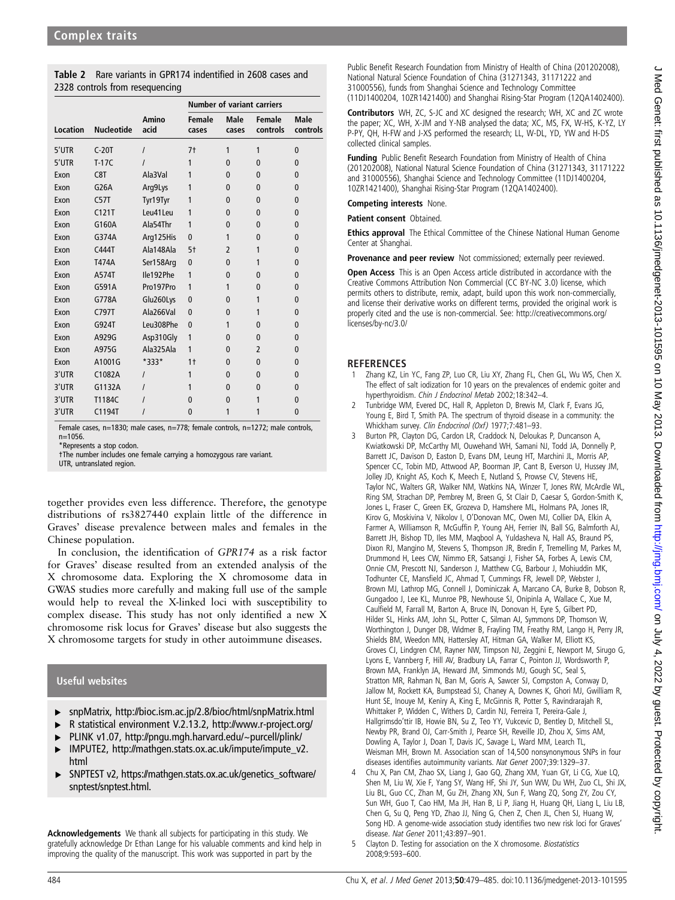**Table 2** Rare variants in GPR174 indentified in 2608 cases and 2328 controls from resequencing

| Location | Nucleotide | Amino acid | Number of variant carriers | | | |
|---|---|---|---|---|---|---|
| | | | Female cases | Male cases | Female controls | Male controls |
| 5′UTR | C-20T | / | 7† | 1 | 1 | 0 |
| 5′UTR | T-17C | / | 1 | 0 | 0 | 0 |
| Exon | C8T | Ala3Val | 1 | 0 | 0 | 0 |
| Exon | G26A | Arg9Lys | 1 | 0 | 0 | 0 |
| Exon | C57T | Tyr19Tyr | 1 | 0 | 0 | 0 |
| Exon | C121T | Leu41Leu | 1 | 0 | 0 | 0 |
| Exon | G160A | Ala54Thr | 1 | 0 | 0 | 0 |
| Exon | G374A | Arg125His | 0 | 1 | 0 | 0 |
| Exon | C444T | Ala148Ala | 5† | 2 | 1 | 0 |
| Exon | T474A | Ser158Arg | 0 | 0 | 1 | 0 |
| Exon | A574T | Ile192Phe | 1 | 0 | 0 | 0 |
| Exon | G591A | Pro197Pro | 1 | 1 | 0 | 0 |
| Exon | G778A | Glu260Lys | 0 | 0 | 1 | 0 |
| Exon | C797T | Ala266Val | 0 | 0 | 1 | 0 |
| Exon | G924T | Leu308Phe | 0 | 1 | 0 | 0 |
| Exon | A929G | Asp310Gly | 1 | 0 | 0 | 0 |
| Exon | A975G | Ala325Ala | 1 | 0 | 2 | 0 |
| Exon | A1001G | *333* | 1† | 0 | 0 | 0 |
| 3′UTR | C1082A | / | 1 | 0 | 0 | 0 |
| 3′UTR | G1132A | / | 1 | 0 | 0 | 0 |
| 3′UTR | T1184C | / | 0 | 0 | 1 | 0 |
| 3′UTR | C1194T | / | 0 | 1 | 1 | 0 |

Female cases, n=1830; male cases, n=778; female controls, n=1272; male controls, n=1056.
*Represents a stop codon.
†The number includes one female carrying a homozygous rare variant.
UTR, untranslated region.

together provides even less difference. Therefore, the genotype distributions of rs3827440 explain little of the difference in Graves' disease prevalence between males and females in the Chinese population.

In conclusion, the identification of *GPR174* as a risk factor for Graves' disease resulted from an extended analysis of the X chromosome data. Exploring the X chromosome data in GWAS studies more carefully and making full use of the sample would help to reveal the X-linked loci with susceptibility to complex disease. This study has not only identified a new X chromosome risk locus for Graves' disease but also suggests the X chromosome targets for study in other autoimmune diseases.

## Useful websites

- snpMatrix, http://bioc.ism.ac.jp/2.8/bioc/html/snpMatrix.html
- R statistical environment V.2.13.2, http://www.r-project.org/
- PLINK v1.07, http://pngu.mgh.harvard.edu/~purcell/plink/
- IMPUTE2, http://mathgen.stats.ox.ac.uk/impute/impute_v2.html
- SNPTEST v2, https://mathgen.stats.ox.ac.uk/genetics_software/snptest/snptest.html.

**Acknowledgements** We thank all subjects for participating in this study. We gratefully acknowledge Dr Ethan Lange for his valuable comments and kind help in improving the quality of the manuscript. This work was supported in part by the Public Benefit Research Foundation from Ministry of Health of China (201202008), National Natural Science Foundation of China (31271343, 31171222 and 31000556), funds from Shanghai Science and Technology Committee (11DJ1400204, 10ZR1421400) and Shanghai Rising-Star Program (12QA1402400).

**Contributors** WH, ZC, S-JC and XC designed the research; WH, XC and ZC wrote the paper; XC, WH, X-JM and Y-NB analysed the data; XC, MS, FX, W-HS, K-YZ, LY P-PY, QH, H-FW and J-XS performed the research; LL, W-DL, YD, YW and H-DS collected clinical samples.

**Funding** Public Benefit Research Foundation from Ministry of Health of China (201202008), National Natural Science Foundation of China (31271343, 31171222 and 31000556), Shanghai Science and Technology Committee (11DJ1400204, 10ZR1421400), Shanghai Rising-Star Program (12QA1402400).

**Competing interests** None.

**Patient consent** Obtained.

**Ethics approval** The Ethical Committee of the Chinese National Human Genome Center at Shanghai.

**Provenance and peer review** Not commissioned; externally peer reviewed.

**Open Access** This is an Open Access article distributed in accordance with the Creative Commons Attribution Non Commercial (CC BY-NC 3.0) license, which permits others to distribute, remix, adapt, build upon this work non-commercially, and license their derivative works on different terms, provided the original work is properly cited and the use is non-commercial. See: http://creativecommons.org/licenses/by-nc/3.0/

## REFERENCES

1. Zhang KZ, Lin YC, Fang ZP, Luo CR, Liu XY, Zhang FL, Chen GL, Wu WS, Chen X. The effect of salt iodization for 10 years on the prevalences of endemic goiter and hyperthyroidism. *Chin J Endocrinol Metab* 2002;18:342–4.
2. Tunbridge WM, Evered DC, Hall R, Appleton D, Brewis M, Clark F, Evans JG, Young E, Bird T, Smith PA. The spectrum of thyroid disease in a community: the Whickham survey. *Clin Endocrinol (Oxf)* 1977;7:481–93.
3. Burton PR, Clayton DG, Cardon LR, Craddock N, Deloukas P, Duncanson A, Kwiatkowski DP, McCarthy MI, Ouwehand WH, Samani NJ, Todd JA, Donnelly P, Barrett JC, Davison D, Easton D, Evans DM, Leung HT, Marchini JL, Morris AP, Spencer CC, Tobin MD, Attwood AP, Boorman JP, Cant B, Everson U, Hussey JM, Jolley JD, Knight AS, Koch K, Meech E, Nutland S, Prowse CV, Stevens HE, Taylor NC, Walters GR, Walker NM, Watkins NA, Winzer T, Jones RW, McArdle WL, Ring SM, Strachan DP, Pembrey M, Breen G, St Clair D, Caesar S, Gordon-Smith K, Jones L, Fraser C, Green EK, Grozeva D, Hamshere ML, Holmans PA, Jones IR, Kirov G, Moskivina V, Nikolov I, O'Donovan MC, Owen MJ, Collier DA, Elkin A, Farmer A, Williamson R, McGuffin P, Young AH, Ferrier IN, Ball SG, Balmforth AJ, Barrett JH, Bishop TD, Iles MM, Maqbool A, Yuldasheva N, Hall AS, Braund PS, Dixon RJ, Mangino M, Stevens S, Thompson JR, Bredin F, Tremelling M, Parkes M, Drummond H, Lees CW, Nimmo ER, Satsangi J, Fisher SA, Forbes A, Lewis CM, Onnie CM, Prescott NJ, Sanderson J, Matthew CG, Barbour J, Mohiuddin MK, Todhunter CE, Mansfield JC, Ahmad T, Cummings FR, Jewell DP, Webster J, Brown MJ, Lathrop MG, Connell J, Dominiczak A, Marcano CA, Burke B, Dobson R, Gungadoo J, Lee KL, Munroe PB, Newhouse SJ, Onipinla A, Wallace C, Xue M, Caulfield M, Farrall M, Barton A, Bruce IN, Donovan H, Eyre S, Gilbert PD, Hilder SL, Hinks AM, John SL, Potter C, Silman AJ, Symmons DP, Thomson W, Worthington J, Dunger DB, Widmer B, Frayling TM, Freathy RM, Lango H, Perry JR, Shields BM, Weedon MN, Hattersley AT, Hitman GA, Walker M, Elliott KS, Groves CJ, Lindgren CM, Rayner NW, Timpson NJ, Zeggini E, Newport M, Sirugo G, Lyons E, Vannberg F, Hill AV, Bradbury LA, Farrar C, Pointon JJ, Wordsworth P, Brown MA, Franklyn JA, Heward JM, Simmonds MJ, Gough SC, Seal S, Stratton MR, Rahman N, Ban M, Goris A, Sawcer SJ, Compston A, Conway D, Jallow M, Rockett KA, Bumpstead SJ, Chaney A, Downes K, Ghori MJ, Gwilliam R, Hunt SE, Inouye M, Keniry A, King E, McGinnis R, Potter S, Ravindrarajah R, Whittaker P, Widden C, Withers D, Cardin NJ, Ferreira T, Pereira-Gale J, Hallgrimsdo'ttir IB, Howie BN, Su Z, Teo YY, Vukcevic D, Bentley D, Mitchell SL, Newby PR, Brand OJ, Carr-Smith J, Pearce SH, Reveille JD, Zhou X, Sims AM, Dowling A, Taylor J, Doan T, Davis JC, Savage L, Ward MM, Learch TL, Weisman MH, Brown M. Association scan of 14,500 nonsynonymous SNPs in four diseases identifies autoimmunity variants. *Nat Genet* 2007;39:1329–37.
4. Chu X, Pan CM, Zhao SX, Liang J, Gao GQ, Zhang XM, Yuan GY, Li CG, Xue LQ, Shen M, Liu W, Xie F, Yang SY, Wang HF, Shi JY, Sun WW, Du WH, Zuo CL, Shi JX, Liu BL, Guo CC, Zhan M, Gu ZH, Zhang XN, Sun F, Wang ZQ, Song ZY, Zou CY, Sun WH, Guo T, Cao HM, Ma JH, Han B, Li P, Jiang H, Huang QH, Liang L, Liu LB, Chen G, Su Q, Peng YD, Zhao JJ, Ning G, Chen Z, Chen JL, Chen SJ, Huang W, Song HD. A genome-wide association study identifies two new risk loci for Graves' disease. *Nat Genet* 2011;43:897–901.
5. Clayton D. Testing for association on the X chromosome. *Biostatistics* 2008;9:593–600.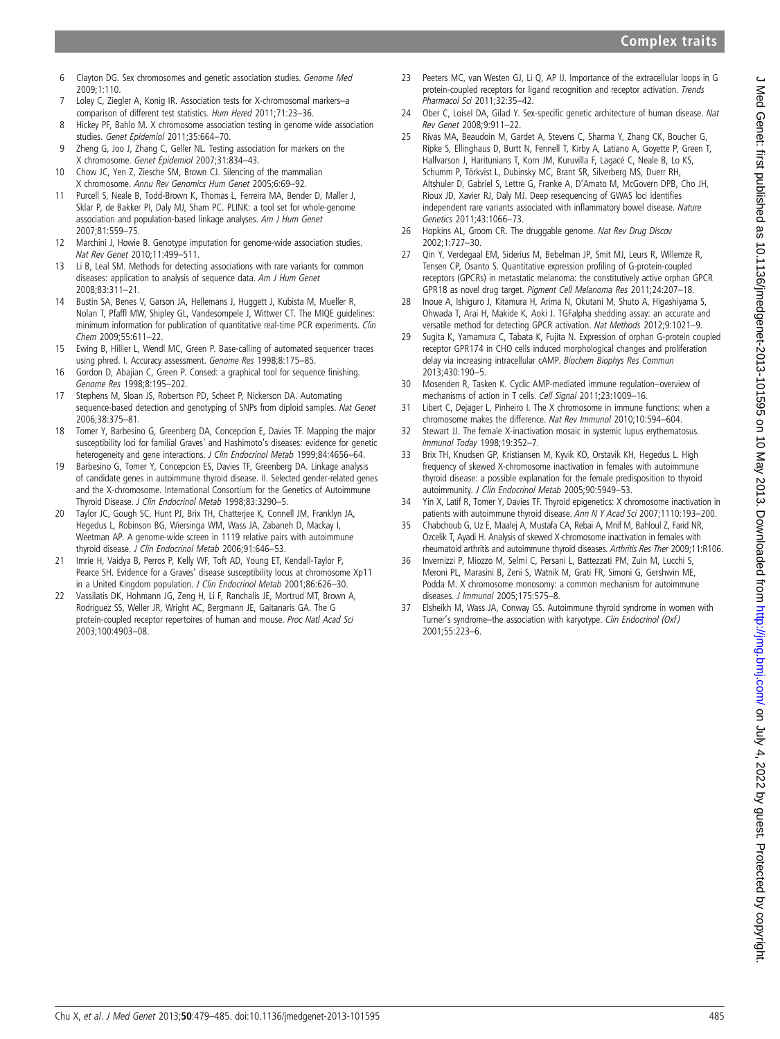6 Clayton DG. Sex chromosomes and genetic association studies. *Genome Med* 2009;1:110.
7 Loley C, Ziegler A, Konig IR. Association tests for X-chromosomal markers–a comparison of different test statistics. *Hum Hered* 2011;71:23–36.
8 Hickey PF, Bahlo M. X chromosome association testing in genome wide association studies. *Genet Epidemiol* 2011;35:664–70.
9 Zheng G, Joo J, Zhang C, Geller NL. Testing association for markers on the X chromosome. *Genet Epidemiol* 2007;31:834–43.
10 Chow JC, Yen Z, Ziesche SM, Brown CJ. Silencing of the mammalian X chromosome. *Annu Rev Genomics Hum Genet* 2005;6:69–92.
11 Purcell S, Neale B, Todd-Brown K, Thomas L, Ferreira MA, Bender D, Maller J, Sklar P, de Bakker PI, Daly MJ, Sham PC. PLINK: a tool set for whole-genome association and population-based linkage analyses. *Am J Hum Genet* 2007;81:559–75.
12 Marchini J, Howie B. Genotype imputation for genome-wide association studies. *Nat Rev Genet* 2010;11:499–511.
13 Li B, Leal SM. Methods for detecting associations with rare variants for common diseases: application to analysis of sequence data. *Am J Hum Genet* 2008;83:311–21.
14 Bustin SA, Benes V, Garson JA, Hellemans J, Huggett J, Kubista M, Mueller R, Nolan T, Pfaffl MW, Shipley GL, Vandesompele J, Wittwer CT. The MIQE guidelines: minimum information for publication of quantitative real-time PCR experiments. *Clin Chem* 2009;55:611–22.
15 Ewing B, Hillier L, Wendl MC, Green P. Base-calling of automated sequencer traces using phred. I. Accuracy assessment. *Genome Res* 1998;8:175–85.
16 Gordon D, Abajian C, Green P. Consed: a graphical tool for sequence finishing. *Genome Res* 1998;8:195–202.
17 Stephens M, Sloan JS, Robertson PD, Scheet P, Nickerson DA. Automating sequence-based detection and genotyping of SNPs from diploid samples. *Nat Genet* 2006;38:375–81.
18 Tomer Y, Barbesino G, Greenberg DA, Concepcion E, Davies TF. Mapping the major susceptibility loci for familial Graves' and Hashimoto's diseases: evidence for genetic heterogeneity and gene interactions. *J Clin Endocrinol Metab* 1999;84:4656–64.
19 Barbesino G, Tomer Y, Concepcion ES, Davies TF, Greenberg DA. Linkage analysis of candidate genes in autoimmune thyroid disease. II. Selected gender-related genes and the X-chromosome. International Consortium for the Genetics of Autoimmune Thyroid Disease. *J Clin Endocrinol Metab* 1998;83:3290–5.
20 Taylor JC, Gough SC, Hunt PJ, Brix TH, Chatterjee K, Connell JM, Franklyn JA, Hegedus L, Robinson BG, Wiersinga WM, Wass JA, Zabaneh D, Mackay I, Weetman AP. A genome-wide screen in 1119 relative pairs with autoimmune thyroid disease. *J Clin Endocrinol Metab* 2006;91:646–53.
21 Imrie H, Vaidya B, Perros P, Kelly WF, Toft AD, Young ET, Kendall-Taylor P, Pearce SH. Evidence for a Graves' disease susceptibility locus at chromosome Xp11 in a United Kingdom population. *J Clin Endocrinol Metab* 2001;86:626–30.
22 Vassilatis DK, Hohmann JG, Zeng H, Li F, Ranchalis JE, Mortrud MT, Brown A, Rodriguez SS, Weller JR, Wright AC, Bergmann JE, Gaitanaris GA. The G protein-coupled receptor repertoires of human and mouse. *Proc Natl Acad Sci* 2003;100:4903–08.
23 Peeters MC, van Westen GJ, Li Q, AP IJ. Importance of the extracellular loops in G protein-coupled receptors for ligand recognition and receptor activation. *Trends Pharmacol Sci* 2011;32:35–42.
24 Ober C, Loisel DA, Gilad Y. Sex-specific genetic architecture of human disease. *Nat Rev Genet* 2008;9:911–22.
25 Rivas MA, Beaudoin M, Gardet A, Stevens C, Sharma Y, Zhang CK, Boucher G, Ripke S, Ellinghaus D, Burtt N, Fennell T, Kirby A, Latiano A, Goyette P, Green T, Halfvarson J, Haritunians T, Korn JM, Kuruvilla F, Lagacé C, Neale B, Lo KS, Schumm P, Törkvist L, Dubinsky MC, Brant SR, Silverberg MS, Duerr RH, Altshuler D, Gabriel S, Lettre G, Franke A, D'Amato M, McGovern DPB, Cho JH, Rioux JD, Xavier RJ, Daly MJ. Deep resequencing of GWAS loci identifies independent rare variants associated with inflammatory bowel disease. *Nature Genetics* 2011;43:1066–73.
26 Hopkins AL, Groom CR. The druggable genome. *Nat Rev Drug Discov* 2002;1:727–30.
27 Qin Y, Verdegaal EM, Siderius M, Bebelman JP, Smit MJ, Leurs R, Willemze R, Tensen CP, Osanto S. Quantitative expression profiling of G-protein-coupled receptors (GPCRs) in metastatic melanoma: the constitutively active orphan GPCR GPR18 as novel drug target. *Pigment Cell Melanoma Res* 2011;24:207–18.
28 Inoue A, Ishiguro J, Kitamura H, Arima N, Okutani M, Shuto A, Higashiyama S, Ohwada T, Arai H, Makide K, Aoki J. TGFalpha shedding assay: an accurate and versatile method for detecting GPCR activation. *Nat Methods* 2012;9:1021–9.
29 Sugita K, Yamamura C, Tabata K, Fujita N. Expression of orphan G-protein coupled receptor GPR174 in CHO cells induced morphological changes and proliferation delay via increasing intracellular cAMP. *Biochem Biophys Res Commun* 2013;430:190–5.
30 Mosenden R, Tasken K. Cyclic AMP-mediated immune regulation–overview of mechanisms of action in T cells. *Cell Signal* 2011;23:1009–16.
31 Libert C, Dejager L, Pinheiro I. The X chromosome in immune functions: when a chromosome makes the difference. *Nat Rev Immunol* 2010;10:594–604.
32 Stewart JJ. The female X-inactivation mosaic in systemic lupus erythematosus. *Immunol Today* 1998;19:352–7.
33 Brix TH, Knudsen GP, Kristiansen M, Kyvik KO, Orstavik KH, Hegedus L. High frequency of skewed X-chromosome inactivation in females with autoimmune thyroid disease: a possible explanation for the female predisposition to thyroid autoimmunity. *J Clin Endocrinol Metab* 2005;90:5949–53.
34 Yin X, Latif R, Tomer Y, Davies TF. Thyroid epigenetics: X chromosome inactivation in patients with autoimmune thyroid disease. *Ann N Y Acad Sci* 2007;1110:193–200.
35 Chabchoub G, Uz E, Maalej A, Mustafa CA, Rebai A, Mnif M, Bahloul Z, Farid NR, Ozcelik T, Ayadi H. Analysis of skewed X-chromosome inactivation in females with rheumatoid arthritis and autoimmune thyroid diseases. *Arthritis Res Ther* 2009;11:R106.
36 Invernizzi P, Miozzo M, Selmi C, Persani L, Battezzati PM, Zuin M, Lucchi S, Meroni PL, Marasini B, Zeni S, Watnik M, Grati FR, Simoni G, Gershwin ME, Podda M. X chromosome monosomy: a common mechanism for autoimmune diseases. *J Immunol* 2005;175:575–8.
37 Elsheikh M, Wass JA, Conway GS. Autoimmune thyroid syndrome in women with Turner's syndrome–the association with karyotype. *Clin Endocrinol (Oxf)* 2001;55:223–6.